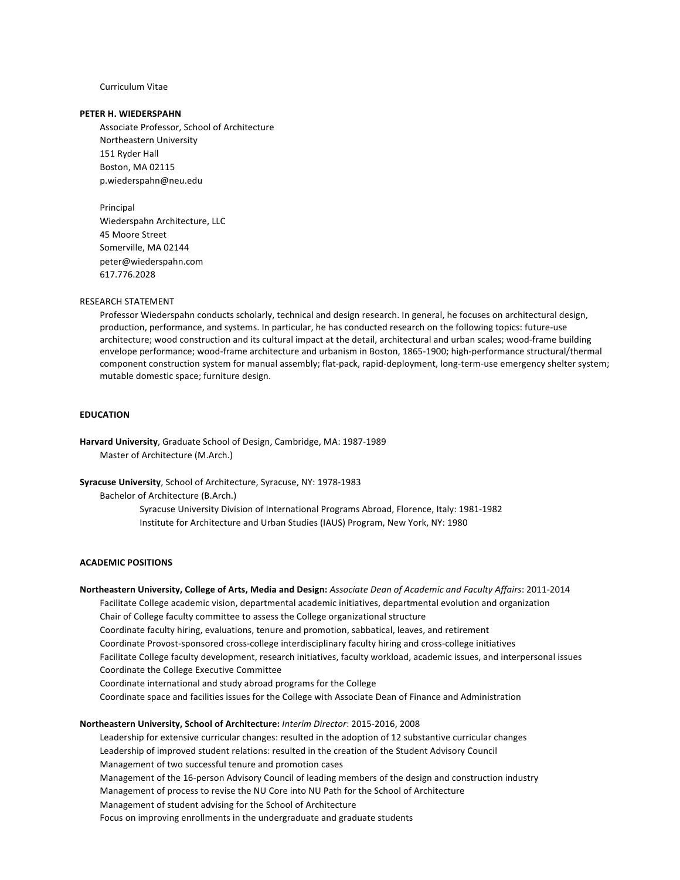Curriculum Vitae

**PETER H. WIEDERSPAHN**

Associate Professor, School of Architecture
Northeastern University
151 Ryder Hall
Boston, MA 02115
p.wiederspahn@neu.edu

Principal
Wiederspahn Architecture, LLC
45 Moore Street
Somerville, MA 02144
peter@wiederspahn.com
617.776.2028

RESEARCH STATEMENT

Professor Wiederspahn conducts scholarly, technical and design research. In general, he focuses on architectural design, production, performance, and systems. In particular, he has conducted research on the following topics: future-use architecture; wood construction and its cultural impact at the detail, architectural and urban scales; wood-frame building envelope performance; wood-frame architecture and urbanism in Boston, 1865-1900; high-performance structural/thermal component construction system for manual assembly; flat-pack, rapid-deployment, long-term-use emergency shelter system; mutable domestic space; furniture design.

## EDUCATION

**Harvard University**, Graduate School of Design, Cambridge, MA: 1987-1989
Master of Architecture (M.Arch.)

**Syracuse University**, School of Architecture, Syracuse, NY: 1978-1983
Bachelor of Architecture (B.Arch.)
Syracuse University Division of International Programs Abroad, Florence, Italy: 1981-1982
Institute for Architecture and Urban Studies (IAUS) Program, New York, NY: 1980

## ACADEMIC POSITIONS

**Northeastern University, College of Arts, Media and Design:** *Associate Dean of Academic and Faculty Affairs*: 2011-2014

- Facilitate College academic vision, departmental academic initiatives, departmental evolution and organization
- Chair of College faculty committee to assess the College organizational structure
- Coordinate faculty hiring, evaluations, tenure and promotion, sabbatical, leaves, and retirement
- Coordinate Provost-sponsored cross-college interdisciplinary faculty hiring and cross-college initiatives
- Facilitate College faculty development, research initiatives, faculty workload, academic issues, and interpersonal issues
- Coordinate the College Executive Committee
- Coordinate international and study abroad programs for the College
- Coordinate space and facilities issues for the College with Associate Dean of Finance and Administration

**Northeastern University, School of Architecture:** *Interim Director*: 2015-2016, 2008

- Leadership for extensive curricular changes: resulted in the adoption of 12 substantive curricular changes
- Leadership of improved student relations: resulted in the creation of the Student Advisory Council
- Management of two successful tenure and promotion cases
- Management of the 16-person Advisory Council of leading members of the design and construction industry
- Management of process to revise the NU Core into NU Path for the School of Architecture
- Management of student advising for the School of Architecture
- Focus on improving enrollments in the undergraduate and graduate students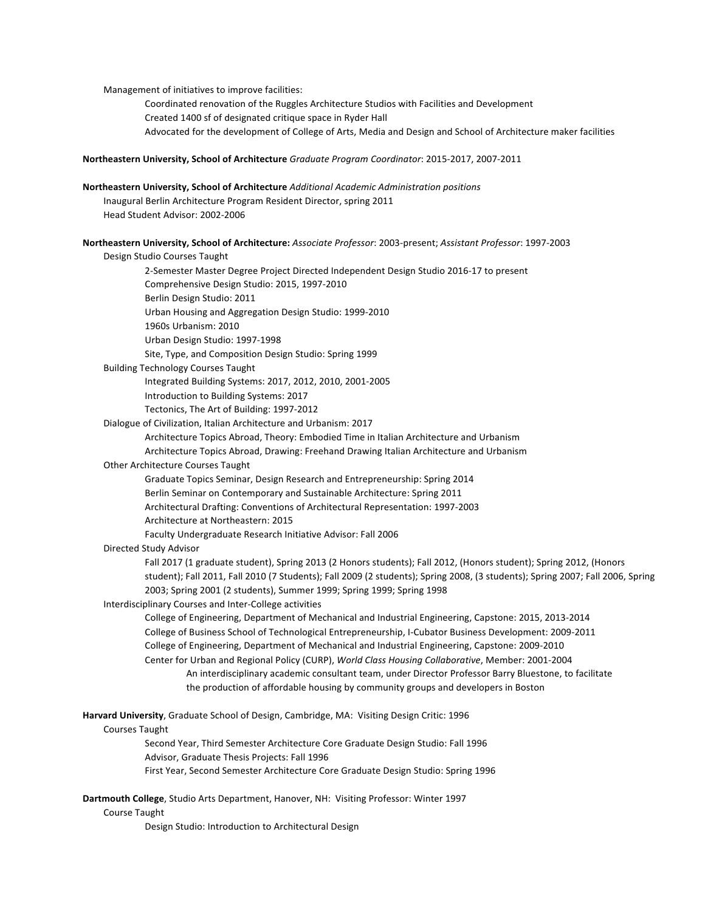Management of initiatives to improve facilities:

- Coordinated renovation of the Ruggles Architecture Studios with Facilities and Development
- Created 1400 sf of designated critique space in Ryder Hall
- Advocated for the development of College of Arts, Media and Design and School of Architecture maker facilities

**Northeastern University, School of Architecture** *Graduate Program Coordinator*: 2015-2017, 2007-2011

**Northeastern University, School of Architecture** *Additional Academic Administration positions*

Inaugural Berlin Architecture Program Resident Director, spring 2011

Head Student Advisor: 2002-2006

**Northeastern University, School of Architecture:** *Associate Professor*: 2003-present; *Assistant Professor*: 1997-2003

Design Studio Courses Taught

- 2-Semester Master Degree Project Directed Independent Design Studio 2016-17 to present
- Comprehensive Design Studio: 2015, 1997-2010
- Berlin Design Studio: 2011
- Urban Housing and Aggregation Design Studio: 1999-2010
- 1960s Urbanism: 2010
- Urban Design Studio: 1997-1998
- Site, Type, and Composition Design Studio: Spring 1999

Building Technology Courses Taught

- Integrated Building Systems: 2017, 2012, 2010, 2001-2005
- Introduction to Building Systems: 2017
- Tectonics, The Art of Building: 1997-2012

Dialogue of Civilization, Italian Architecture and Urbanism: 2017

- Architecture Topics Abroad, Theory: Embodied Time in Italian Architecture and Urbanism
- Architecture Topics Abroad, Drawing: Freehand Drawing Italian Architecture and Urbanism

Other Architecture Courses Taught

- Graduate Topics Seminar, Design Research and Entrepreneurship: Spring 2014
- Berlin Seminar on Contemporary and Sustainable Architecture: Spring 2011
- Architectural Drafting: Conventions of Architectural Representation: 1997-2003
- Architecture at Northeastern: 2015
- Faculty Undergraduate Research Initiative Advisor: Fall 2006

Directed Study Advisor

- Fall 2017 (1 graduate student), Spring 2013 (2 Honors students); Fall 2012, (Honors student); Spring 2012, (Honors student); Fall 2011, Fall 2010 (7 Students); Fall 2009 (2 students); Spring 2008, (3 students); Spring 2007; Fall 2006, Spring 2003; Spring 2001 (2 students), Summer 1999; Spring 1999; Spring 1998

Interdisciplinary Courses and Inter-College activities

- College of Engineering, Department of Mechanical and Industrial Engineering, Capstone: 2015, 2013-2014
- College of Business School of Technological Entrepreneurship, I-Cubator Business Development: 2009-2011
- College of Engineering, Department of Mechanical and Industrial Engineering, Capstone: 2009-2010
- Center for Urban and Regional Policy (CURP), *World Class Housing Collaborative*, Member: 2001-2004
  - An interdisciplinary academic consultant team, under Director Professor Barry Bluestone, to facilitate the production of affordable housing by community groups and developers in Boston

**Harvard University**, Graduate School of Design, Cambridge, MA: Visiting Design Critic: 1996

Courses Taught

- Second Year, Third Semester Architecture Core Graduate Design Studio: Fall 1996
- Advisor, Graduate Thesis Projects: Fall 1996
- First Year, Second Semester Architecture Core Graduate Design Studio: Spring 1996

**Dartmouth College**, Studio Arts Department, Hanover, NH: Visiting Professor: Winter 1997

Course Taught

- Design Studio: Introduction to Architectural Design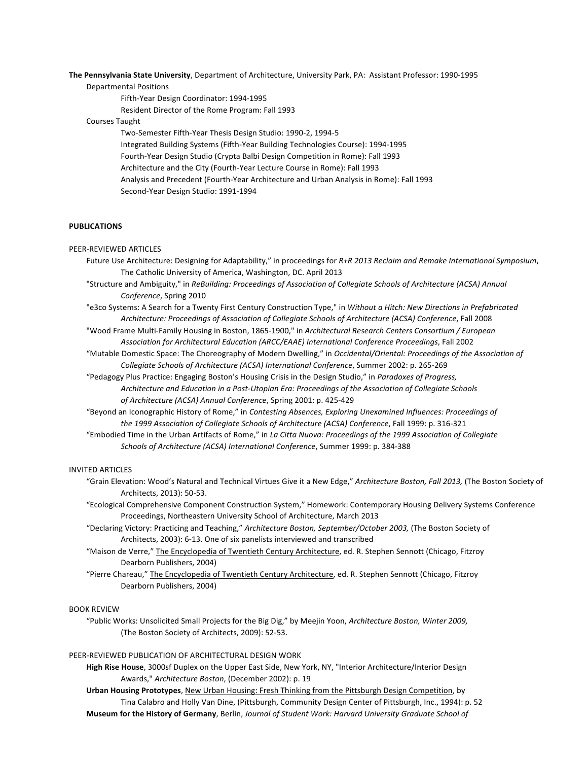**The Pennsylvania State University**, Department of Architecture, University Park, PA: Assistant Professor: 1990-1995

Departmental Positions

- Fifth-Year Design Coordinator: 1994-1995
- Resident Director of the Rome Program: Fall 1993

Courses Taught

- Two-Semester Fifth-Year Thesis Design Studio: 1990-2, 1994-5
- Integrated Building Systems (Fifth-Year Building Technologies Course): 1994-1995
- Fourth-Year Design Studio (Crypta Balbi Design Competition in Rome): Fall 1993
- Architecture and the City (Fourth-Year Lecture Course in Rome): Fall 1993
- Analysis and Precedent (Fourth-Year Architecture and Urban Analysis in Rome): Fall 1993
- Second-Year Design Studio: 1991-1994

## PUBLICATIONS

### PEER-REVIEWED ARTICLES

Future Use Architecture: Designing for Adaptability," in proceedings for *R+R 2013 Reclaim and Remake International Symposium*, The Catholic University of America, Washington, DC. April 2013

"Structure and Ambiguity," in *ReBuilding: Proceedings of Association of Collegiate Schools of Architecture (ACSA) Annual Conference*, Spring 2010

"e3co Systems: A Search for a Twenty First Century Construction Type," in *Without a Hitch: New Directions in Prefabricated Architecture: Proceedings of Association of Collegiate Schools of Architecture (ACSA) Conference*, Fall 2008

"Wood Frame Multi-Family Housing in Boston, 1865-1900," in *Architectural Research Centers Consortium / European Association for Architectural Education (ARCC/EAAE) International Conference Proceedings*, Fall 2002

"Mutable Domestic Space: The Choreography of Modern Dwelling," in *Occidental/Oriental: Proceedings of the Association of Collegiate Schools of Architecture (ACSA) International Conference*, Summer 2002: p. 265-269

"Pedagogy Plus Practice: Engaging Boston's Housing Crisis in the Design Studio," in *Paradoxes of Progress, Architecture and Education in a Post-Utopian Era: Proceedings of the Association of Collegiate Schools of Architecture (ACSA) Annual Conference*, Spring 2001: p. 425-429

"Beyond an Iconographic History of Rome," in *Contesting Absences, Exploring Unexamined Influences: Proceedings of the 1999 Association of Collegiate Schools of Architecture (ACSA) Conference*, Fall 1999: p. 316-321

"Embodied Time in the Urban Artifacts of Rome," in *La Citta Nuova: Proceedings of the 1999 Association of Collegiate Schools of Architecture (ACSA) International Conference*, Summer 1999: p. 384-388

### INVITED ARTICLES

"Grain Elevation: Wood's Natural and Technical Virtues Give it a New Edge," *Architecture Boston, Fall 2013,* (The Boston Society of Architects, 2013): 50-53.

"Ecological Comprehensive Component Construction System," Homework: Contemporary Housing Delivery Systems Conference Proceedings, Northeastern University School of Architecture, March 2013

"Declaring Victory: Practicing and Teaching," *Architecture Boston, September/October 2003,* (The Boston Society of Architects, 2003): 6-13. One of six panelists interviewed and transcribed

"Maison de Verre," The Encyclopedia of Twentieth Century Architecture, ed. R. Stephen Sennott (Chicago, Fitzroy Dearborn Publishers, 2004)

"Pierre Chareau," The Encyclopedia of Twentieth Century Architecture, ed. R. Stephen Sennott (Chicago, Fitzroy Dearborn Publishers, 2004)

### BOOK REVIEW

"Public Works: Unsolicited Small Projects for the Big Dig," by Meejin Yoon, *Architecture Boston, Winter 2009,* (The Boston Society of Architects, 2009): 52-53.

### PEER-REVIEWED PUBLICATION OF ARCHITECTURAL DESIGN WORK

**High Rise House**, 3000sf Duplex on the Upper East Side, New York, NY, "Interior Architecture/Interior Design Awards," *Architecture Boston*, (December 2002): p. 19

**Urban Housing Prototypes**, New Urban Housing: Fresh Thinking from the Pittsburgh Design Competition, by Tina Calabro and Holly Van Dine, (Pittsburgh, Community Design Center of Pittsburgh, Inc., 1994): p. 52

**Museum for the History of Germany**, Berlin, *Journal of Student Work: Harvard University Graduate School of*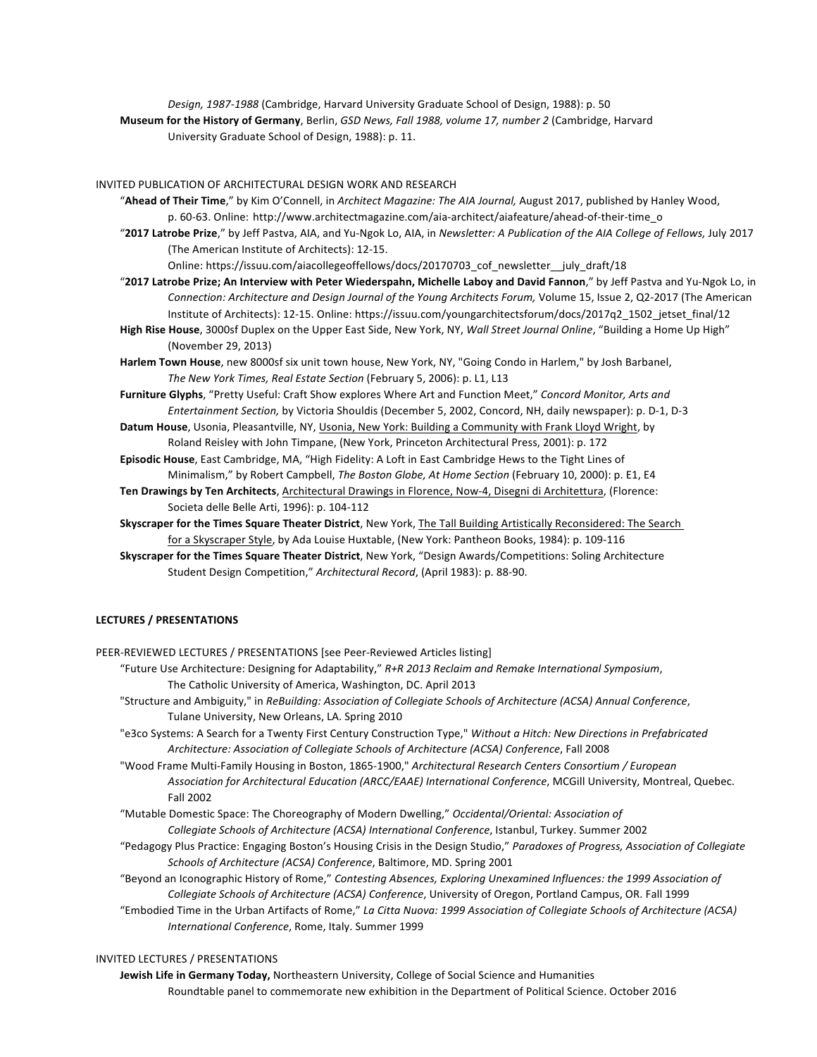*Design, 1987-1988* (Cambridge, Harvard University Graduate School of Design, 1988): p. 50

**Museum for the History of Germany**, Berlin, *GSD News, Fall 1988, volume 17, number 2* (Cambridge, Harvard University Graduate School of Design, 1988): p. 11.

INVITED PUBLICATION OF ARCHITECTURAL DESIGN WORK AND RESEARCH

- "**Ahead of Their Time**," by Kim O'Connell, in *Architect Magazine: The AIA Journal,* August 2017, published by Hanley Wood, p. 60-63. Online: http://www.architectmagazine.com/aia-architect/aiafeature/ahead-of-their-time_o
- "**2017 Latrobe Prize**," by Jeff Pastva, AIA, and Yu-Ngok Lo, AIA, in *Newsletter: A Publication of the AIA College of Fellows,* July 2017 (The American Institute of Architects): 12-15. Online: https://issuu.com/aiacollegeoffellows/docs/20170703_cof_newsletter__july_draft/18
- "**2017 Latrobe Prize; An Interview with Peter Wiederspahn, Michelle Laboy and David Fannon**," by Jeff Pastva and Yu-Ngok Lo, in *Connection: Architecture and Design Journal of the Young Architects Forum,* Volume 15, Issue 2, Q2-2017 (The American Institute of Architects): 12-15. Online: https://issuu.com/youngarchitectsforum/docs/2017q2_1502_jetset_final/12
- **High Rise House**, 3000sf Duplex on the Upper East Side, New York, NY, *Wall Street Journal Online*, "Building a Home Up High" (November 29, 2013)
- **Harlem Town House**, new 8000sf six unit town house, New York, NY, "Going Condo in Harlem," by Josh Barbanel, *The New York Times, Real Estate Section* (February 5, 2006): p. L1, L13
- **Furniture Glyphs**, "Pretty Useful: Craft Show explores Where Art and Function Meet," *Concord Monitor, Arts and Entertainment Section,* by Victoria Shouldis (December 5, 2002, Concord, NH, daily newspaper): p. D-1, D-3
- **Datum House**, Usonia, Pleasantville, NY, Usonia, New York: Building a Community with Frank Lloyd Wright, by Roland Reisley with John Timpane, (New York, Princeton Architectural Press, 2001): p. 172
- **Episodic House**, East Cambridge, MA, "High Fidelity: A Loft in East Cambridge Hews to the Tight Lines of Minimalism," by Robert Campbell, *The Boston Globe, At Home Section* (February 10, 2000): p. E1, E4
- **Ten Drawings by Ten Architects**, Architectural Drawings in Florence, Now-4, Disegni di Architettura, (Florence: Societa delle Belle Arti, 1996): p. 104-112
- **Skyscraper for the Times Square Theater District**, New York, The Tall Building Artistically Reconsidered: The Search for a Skyscraper Style, by Ada Louise Huxtable, (New York: Pantheon Books, 1984): p. 109-116
- **Skyscraper for the Times Square Theater District**, New York, "Design Awards/Competitions: Soling Architecture Student Design Competition," *Architectural Record*, (April 1983): p. 88-90.

## LECTURES / PRESENTATIONS

PEER-REVIEWED LECTURES / PRESENTATIONS [see Peer-Reviewed Articles listing]

- "Future Use Architecture: Designing for Adaptability," *R+R 2013 Reclaim and Remake International Symposium*, The Catholic University of America, Washington, DC. April 2013
- "Structure and Ambiguity," in *ReBuilding: Association of Collegiate Schools of Architecture (ACSA) Annual Conference*, Tulane University, New Orleans, LA. Spring 2010
- "e3co Systems: A Search for a Twenty First Century Construction Type," *Without a Hitch: New Directions in Prefabricated Architecture: Association of Collegiate Schools of Architecture (ACSA) Conference*, Fall 2008
- "Wood Frame Multi-Family Housing in Boston, 1865-1900," *Architectural Research Centers Consortium / European Association for Architectural Education (ARCC/EAAE) International Conference*, MCGill University, Montreal, Quebec. Fall 2002
- "Mutable Domestic Space: The Choreography of Modern Dwelling," *Occidental/Oriental: Association of Collegiate Schools of Architecture (ACSA) International Conference*, Istanbul, Turkey. Summer 2002
- "Pedagogy Plus Practice: Engaging Boston's Housing Crisis in the Design Studio," *Paradoxes of Progress, Association of Collegiate Schools of Architecture (ACSA) Conference*, Baltimore, MD. Spring 2001
- "Beyond an Iconographic History of Rome," *Contesting Absences, Exploring Unexamined Influences: the 1999 Association of Collegiate Schools of Architecture (ACSA) Conference*, University of Oregon, Portland Campus, OR. Fall 1999
- "Embodied Time in the Urban Artifacts of Rome," *La Citta Nuova: 1999 Association of Collegiate Schools of Architecture (ACSA) International Conference*, Rome, Italy. Summer 1999

INVITED LECTURES / PRESENTATIONS

- **Jewish Life in Germany Today,** Northeastern University, College of Social Science and Humanities
  Roundtable panel to commemorate new exhibition in the Department of Political Science. October 2016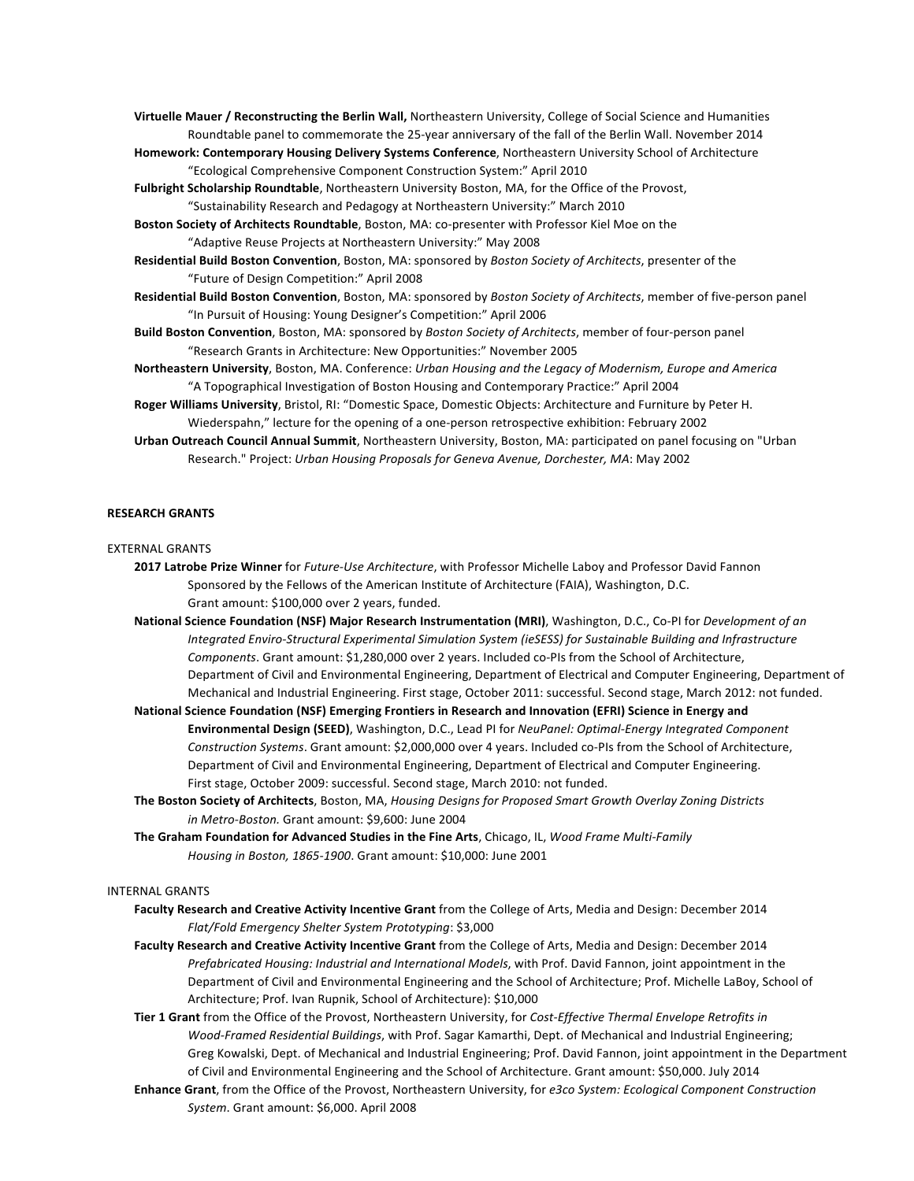**Virtuelle Mauer / Reconstructing the Berlin Wall,** Northeastern University, College of Social Science and Humanities
Roundtable panel to commemorate the 25-year anniversary of the fall of the Berlin Wall. November 2014

**Homework: Contemporary Housing Delivery Systems Conference**, Northeastern University School of Architecture
"Ecological Comprehensive Component Construction System:" April 2010

**Fulbright Scholarship Roundtable**, Northeastern University Boston, MA, for the Office of the Provost,
"Sustainability Research and Pedagogy at Northeastern University:" March 2010

**Boston Society of Architects Roundtable**, Boston, MA: co-presenter with Professor Kiel Moe on the
"Adaptive Reuse Projects at Northeastern University:" May 2008

**Residential Build Boston Convention**, Boston, MA: sponsored by *Boston Society of Architects*, presenter of the
"Future of Design Competition:" April 2008

**Residential Build Boston Convention**, Boston, MA: sponsored by *Boston Society of Architects*, member of five-person panel
"In Pursuit of Housing: Young Designer's Competition:" April 2006

**Build Boston Convention**, Boston, MA: sponsored by *Boston Society of Architects*, member of four-person panel
"Research Grants in Architecture: New Opportunities:" November 2005

**Northeastern University**, Boston, MA. Conference: *Urban Housing and the Legacy of Modernism, Europe and America*
"A Topographical Investigation of Boston Housing and Contemporary Practice:" April 2004

**Roger Williams University**, Bristol, RI: "Domestic Space, Domestic Objects: Architecture and Furniture by Peter H. Wiederspahn," lecture for the opening of a one-person retrospective exhibition: February 2002

**Urban Outreach Council Annual Summit**, Northeastern University, Boston, MA: participated on panel focusing on "Urban Research." Project: *Urban Housing Proposals for Geneva Avenue, Dorchester, MA*: May 2002

## RESEARCH GRANTS

### EXTERNAL GRANTS

**2017 Latrobe Prize Winner** for *Future-Use Architecture*, with Professor Michelle Laboy and Professor David Fannon
Sponsored by the Fellows of the American Institute of Architecture (FAIA), Washington, D.C.
Grant amount: $100,000 over 2 years, funded.

**National Science Foundation (NSF) Major Research Instrumentation (MRI)**, Washington, D.C., Co-PI for *Development of an Integrated Enviro-Structural Experimental Simulation System (ieSESS) for Sustainable Building and Infrastructure Components*. Grant amount: $1,280,000 over 2 years. Included co-PIs from the School of Architecture, Department of Civil and Environmental Engineering, Department of Electrical and Computer Engineering, Department of Mechanical and Industrial Engineering. First stage, October 2011: successful. Second stage, March 2012: not funded.

**National Science Foundation (NSF) Emerging Frontiers in Research and Innovation (EFRI) Science in Energy and Environmental Design (SEED)**, Washington, D.C., Lead PI for *NeuPanel: Optimal-Energy Integrated Component Construction Systems*. Grant amount: $2,000,000 over 4 years. Included co-PIs from the School of Architecture, Department of Civil and Environmental Engineering, Department of Electrical and Computer Engineering.
First stage, October 2009: successful. Second stage, March 2010: not funded.

**The Boston Society of Architects**, Boston, MA, *Housing Designs for Proposed Smart Growth Overlay Zoning Districts in Metro-Boston.* Grant amount: $9,600: June 2004

**The Graham Foundation for Advanced Studies in the Fine Arts**, Chicago, IL, *Wood Frame Multi-Family Housing in Boston, 1865-1900*. Grant amount: $10,000: June 2001

### INTERNAL GRANTS

**Faculty Research and Creative Activity Incentive Grant** from the College of Arts, Media and Design: December 2014
*Flat/Fold Emergency Shelter System Prototyping*: $3,000

**Faculty Research and Creative Activity Incentive Grant** from the College of Arts, Media and Design: December 2014
*Prefabricated Housing: Industrial and International Models*, with Prof. David Fannon, joint appointment in the Department of Civil and Environmental Engineering and the School of Architecture; Prof. Michelle LaBoy, School of Architecture; Prof. Ivan Rupnik, School of Architecture): $10,000

**Tier 1 Grant** from the Office of the Provost, Northeastern University, for *Cost-Effective Thermal Envelope Retrofits in Wood-Framed Residential Buildings*, with Prof. Sagar Kamarthi, Dept. of Mechanical and Industrial Engineering; Greg Kowalski, Dept. of Mechanical and Industrial Engineering; Prof. David Fannon, joint appointment in the Department of Civil and Environmental Engineering and the School of Architecture. Grant amount: $50,000. July 2014

**Enhance Grant**, from the Office of the Provost, Northeastern University, for *e3co System: Ecological Component Construction System*. Grant amount: $6,000. April 2008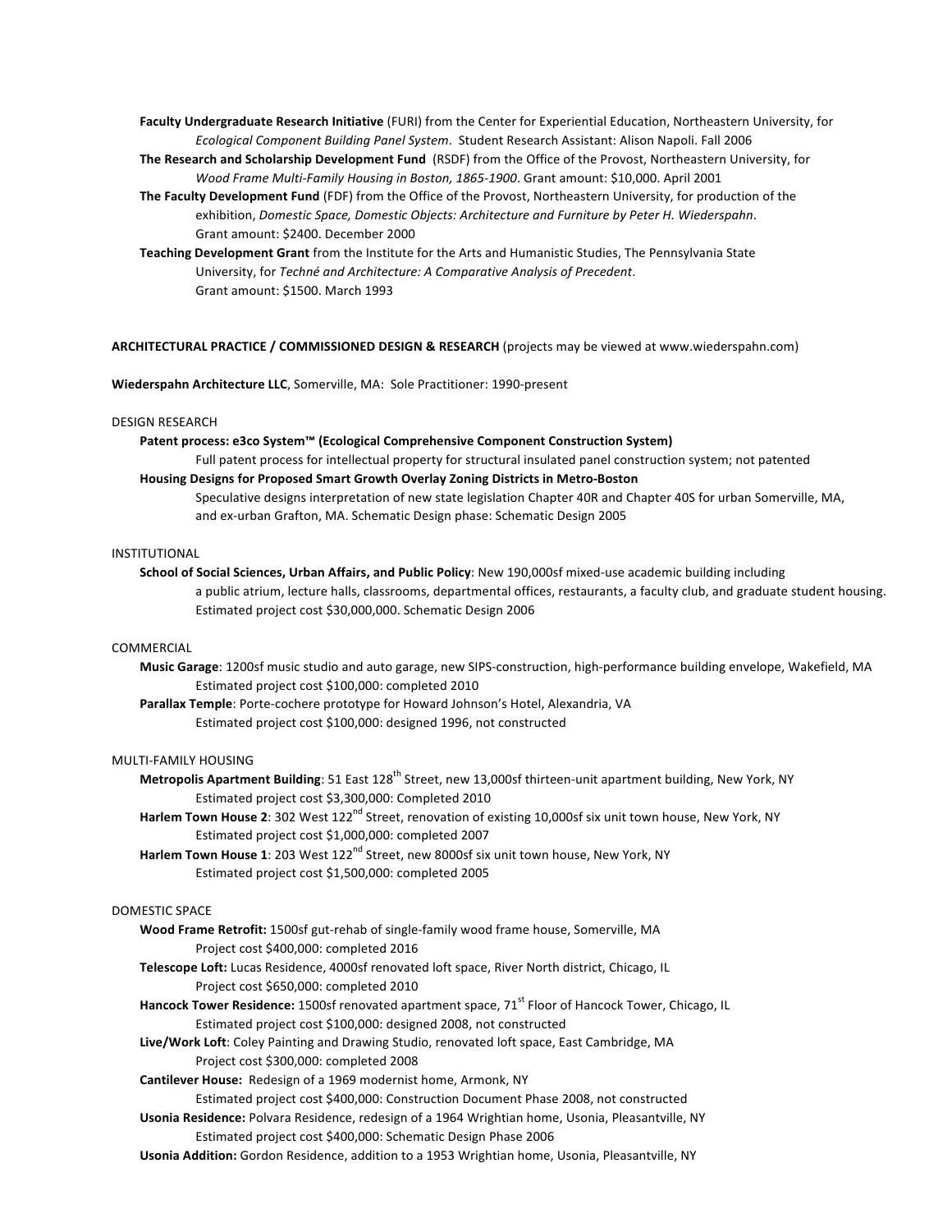**Faculty Undergraduate Research Initiative** (FURI) from the Center for Experiential Education, Northeastern University, for *Ecological Component Building Panel System*. Student Research Assistant: Alison Napoli. Fall 2006

**The Research and Scholarship Development Fund** (RSDF) from the Office of the Provost, Northeastern University, for *Wood Frame Multi-Family Housing in Boston, 1865-1900*. Grant amount: $10,000. April 2001

**The Faculty Development Fund** (FDF) from the Office of the Provost, Northeastern University, for production of the exhibition, *Domestic Space, Domestic Objects: Architecture and Furniture by Peter H. Wiederspahn*. Grant amount: $2400. December 2000

**Teaching Development Grant** from the Institute for the Arts and Humanistic Studies, The Pennsylvania State University, for *Techné and Architecture: A Comparative Analysis of Precedent*. Grant amount: $1500. March 1993

**ARCHITECTURAL PRACTICE / COMMISSIONED DESIGN & RESEARCH** (projects may be viewed at www.wiederspahn.com)

**Wiederspahn Architecture LLC**, Somerville, MA: Sole Practitioner: 1990-present

DESIGN RESEARCH

**Patent process: e3co System™ (Ecological Comprehensive Component Construction System)**
Full patent process for intellectual property for structural insulated panel construction system; not patented

**Housing Designs for Proposed Smart Growth Overlay Zoning Districts in Metro-Boston**
Speculative designs interpretation of new state legislation Chapter 40R and Chapter 40S for urban Somerville, MA, and ex-urban Grafton, MA. Schematic Design phase: Schematic Design 2005

INSTITUTIONAL

**School of Social Sciences, Urban Affairs, and Public Policy**: New 190,000sf mixed-use academic building including a public atrium, lecture halls, classrooms, departmental offices, restaurants, a faculty club, and graduate student housing. Estimated project cost $30,000,000. Schematic Design 2006

COMMERCIAL

**Music Garage**: 1200sf music studio and auto garage, new SIPS-construction, high-performance building envelope, Wakefield, MA
Estimated project cost $100,000: completed 2010

**Parallax Temple**: Porte-cochere prototype for Howard Johnson's Hotel, Alexandria, VA
Estimated project cost $100,000: designed 1996, not constructed

MULTI-FAMILY HOUSING

**Metropolis Apartment Building**: 51 East 128th Street, new 13,000sf thirteen-unit apartment building, New York, NY
Estimated project cost $3,300,000: Completed 2010

**Harlem Town House 2**: 302 West 122nd Street, renovation of existing 10,000sf six unit town house, New York, NY
Estimated project cost $1,000,000: completed 2007

**Harlem Town House 1**: 203 West 122nd Street, new 8000sf six unit town house, New York, NY
Estimated project cost $1,500,000: completed 2005

DOMESTIC SPACE

**Wood Frame Retrofit:** 1500sf gut-rehab of single-family wood frame house, Somerville, MA
Project cost $400,000: completed 2016

**Telescope Loft:** Lucas Residence, 4000sf renovated loft space, River North district, Chicago, IL
Project cost $650,000: completed 2010

**Hancock Tower Residence:** 1500sf renovated apartment space, 71st Floor of Hancock Tower, Chicago, IL
Estimated project cost $100,000: designed 2008, not constructed

**Live/Work Loft**: Coley Painting and Drawing Studio, renovated loft space, East Cambridge, MA
Project cost $300,000: completed 2008

**Cantilever House:** Redesign of a 1969 modernist home, Armonk, NY
Estimated project cost $400,000: Construction Document Phase 2008, not constructed

**Usonia Residence:** Polvara Residence, redesign of a 1964 Wrightian home, Usonia, Pleasantville, NY
Estimated project cost $400,000: Schematic Design Phase 2006

**Usonia Addition:** Gordon Residence, addition to a 1953 Wrightian home, Usonia, Pleasantville, NY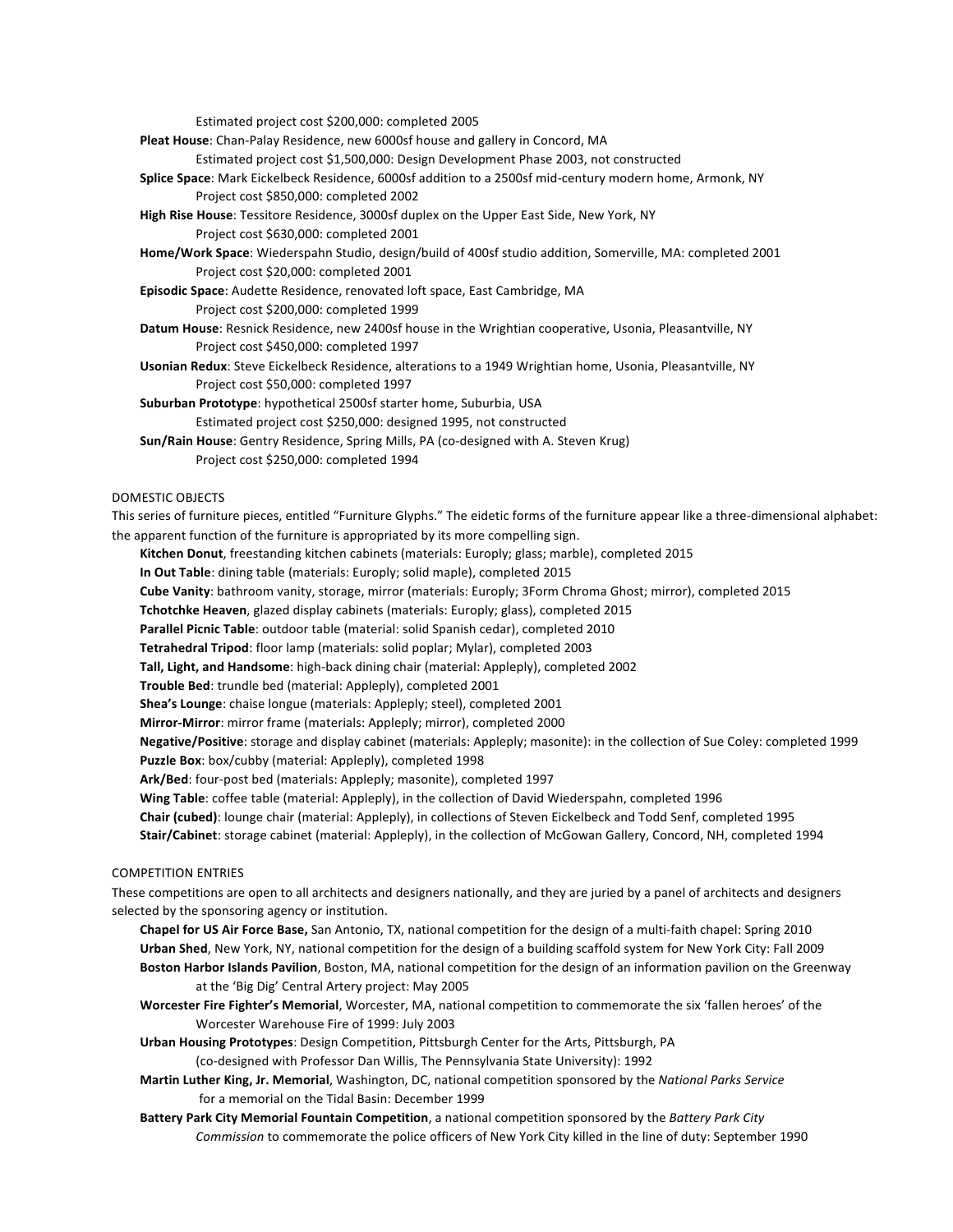Estimated project cost $200,000: completed 2005

**Pleat House**: Chan-Palay Residence, new 6000sf house and gallery in Concord, MA
Estimated project cost $1,500,000: Design Development Phase 2003, not constructed

**Splice Space**: Mark Eickelbeck Residence, 6000sf addition to a 2500sf mid-century modern home, Armonk, NY
Project cost $850,000: completed 2002

**High Rise House**: Tessitore Residence, 3000sf duplex on the Upper East Side, New York, NY
Project cost $630,000: completed 2001

**Home/Work Space**: Wiederspahn Studio, design/build of 400sf studio addition, Somerville, MA: completed 2001
Project cost $20,000: completed 2001

**Episodic Space**: Audette Residence, renovated loft space, East Cambridge, MA
Project cost $200,000: completed 1999

**Datum House**: Resnick Residence, new 2400sf house in the Wrightian cooperative, Usonia, Pleasantville, NY
Project cost $450,000: completed 1997

**Usonian Redux**: Steve Eickelbeck Residence, alterations to a 1949 Wrightian home, Usonia, Pleasantville, NY
Project cost $50,000: completed 1997

**Suburban Prototype**: hypothetical 2500sf starter home, Suburbia, USA
Estimated project cost $250,000: designed 1995, not constructed

**Sun/Rain House**: Gentry Residence, Spring Mills, PA (co-designed with A. Steven Krug)
Project cost $250,000: completed 1994

DOMESTIC OBJECTS

This series of furniture pieces, entitled "Furniture Glyphs." The eidetic forms of the furniture appear like a three-dimensional alphabet: the apparent function of the furniture is appropriated by its more compelling sign.

**Kitchen Donut**, freestanding kitchen cabinets (materials: Europly; glass; marble), completed 2015
**In Out Table**: dining table (materials: Europly; solid maple), completed 2015
**Cube Vanity**: bathroom vanity, storage, mirror (materials: Europly; 3Form Chroma Ghost; mirror), completed 2015
**Tchotchke Heaven**, glazed display cabinets (materials: Europly; glass), completed 2015
**Parallel Picnic Table**: outdoor table (material: solid Spanish cedar), completed 2010
**Tetrahedral Tripod**: floor lamp (materials: solid poplar; Mylar), completed 2003
**Tall, Light, and Handsome**: high-back dining chair (material: Appleply), completed 2002
**Trouble Bed**: trundle bed (material: Appleply), completed 2001
**Shea's Lounge**: chaise longue (materials: Appleply; steel), completed 2001
**Mirror-Mirror**: mirror frame (materials: Appleply; mirror), completed 2000
**Negative/Positive**: storage and display cabinet (materials: Appleply; masonite): in the collection of Sue Coley: completed 1999
**Puzzle Box**: box/cubby (material: Appleply), completed 1998
**Ark/Bed**: four-post bed (materials: Appleply; masonite), completed 1997
**Wing Table**: coffee table (material: Appleply), in the collection of David Wiederspahn, completed 1996
**Chair (cubed)**: lounge chair (material: Appleply), in collections of Steven Eickelbeck and Todd Senf, completed 1995
**Stair/Cabinet**: storage cabinet (material: Appleply), in the collection of McGowan Gallery, Concord, NH, completed 1994

COMPETITION ENTRIES

These competitions are open to all architects and designers nationally, and they are juried by a panel of architects and designers selected by the sponsoring agency or institution.

**Chapel for US Air Force Base,** San Antonio, TX, national competition for the design of a multi-faith chapel: Spring 2010

**Urban Shed**, New York, NY, national competition for the design of a building scaffold system for New York City: Fall 2009

**Boston Harbor Islands Pavilion**, Boston, MA, national competition for the design of an information pavilion on the Greenway at the 'Big Dig' Central Artery project: May 2005

**Worcester Fire Fighter's Memorial**, Worcester, MA, national competition to commemorate the six 'fallen heroes' of the Worcester Warehouse Fire of 1999: July 2003

**Urban Housing Prototypes**: Design Competition, Pittsburgh Center for the Arts, Pittsburgh, PA (co-designed with Professor Dan Willis, The Pennsylvania State University): 1992

**Martin Luther King, Jr. Memorial**, Washington, DC, national competition sponsored by the *National Parks Service* for a memorial on the Tidal Basin: December 1999

**Battery Park City Memorial Fountain Competition**, a national competition sponsored by the *Battery Park City Commission* to commemorate the police officers of New York City killed in the line of duty: September 1990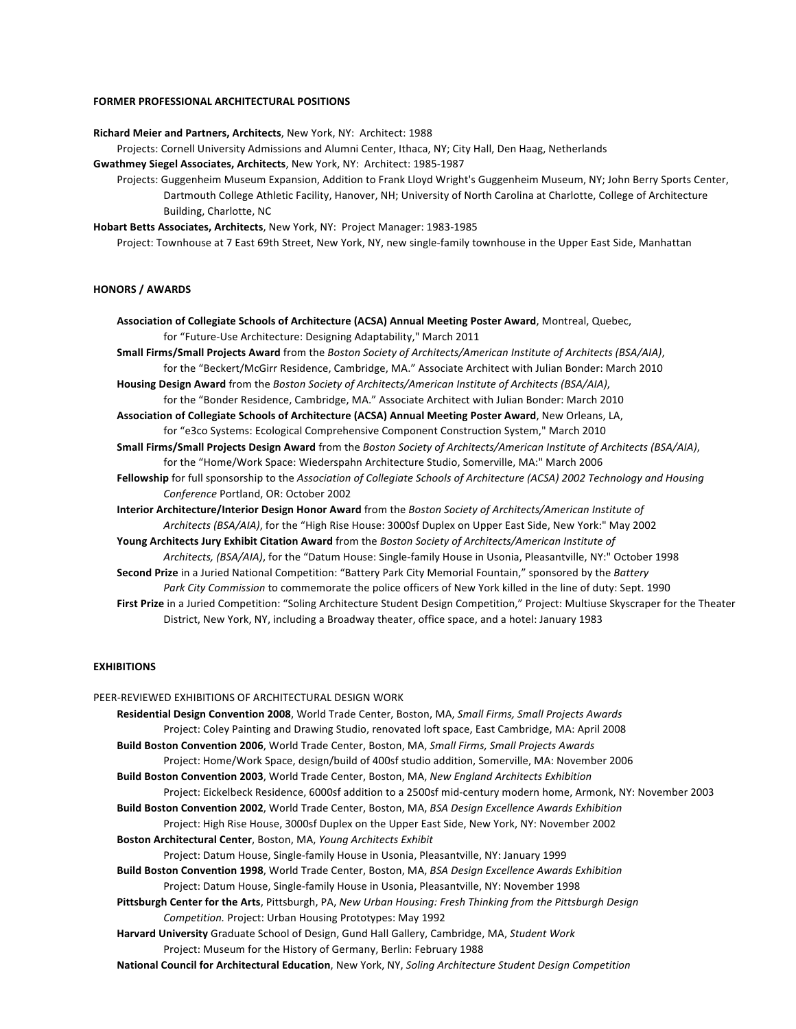## FORMER PROFESSIONAL ARCHITECTURAL POSITIONS

**Richard Meier and Partners, Architects**, New York, NY: Architect: 1988
Projects: Cornell University Admissions and Alumni Center, Ithaca, NY; City Hall, Den Haag, Netherlands

**Gwathmey Siegel Associates, Architects**, New York, NY: Architect: 1985-1987
Projects: Guggenheim Museum Expansion, Addition to Frank Lloyd Wright's Guggenheim Museum, NY; John Berry Sports Center, Dartmouth College Athletic Facility, Hanover, NH; University of North Carolina at Charlotte, College of Architecture Building, Charlotte, NC

**Hobart Betts Associates, Architects**, New York, NY: Project Manager: 1983-1985
Project: Townhouse at 7 East 69th Street, New York, NY, new single-family townhouse in the Upper East Side, Manhattan

## HONORS / AWARDS

**Association of Collegiate Schools of Architecture (ACSA) Annual Meeting Poster Award**, Montreal, Quebec, for "Future-Use Architecture: Designing Adaptability," March 2011

**Small Firms/Small Projects Award** from the *Boston Society of Architects/American Institute of Architects (BSA/AIA)*, for the "Beckert/McGirr Residence, Cambridge, MA." Associate Architect with Julian Bonder: March 2010

**Housing Design Award** from the *Boston Society of Architects/American Institute of Architects (BSA/AIA)*, for the "Bonder Residence, Cambridge, MA." Associate Architect with Julian Bonder: March 2010

**Association of Collegiate Schools of Architecture (ACSA) Annual Meeting Poster Award**, New Orleans, LA, for "e3co Systems: Ecological Comprehensive Component Construction System," March 2010

**Small Firms/Small Projects Design Award** from the *Boston Society of Architects/American Institute of Architects (BSA/AIA)*, for the "Home/Work Space: Wiederspahn Architecture Studio, Somerville, MA:" March 2006

**Fellowship** for full sponsorship to the *Association of Collegiate Schools of Architecture (ACSA) 2002 Technology and Housing Conference* Portland, OR: October 2002

**Interior Architecture/Interior Design Honor Award** from the *Boston Society of Architects/American Institute of Architects (BSA/AIA)*, for the "High Rise House: 3000sf Duplex on Upper East Side, New York:" May 2002

**Young Architects Jury Exhibit Citation Award** from the *Boston Society of Architects/American Institute of Architects, (BSA/AIA)*, for the "Datum House: Single-family House in Usonia, Pleasantville, NY:" October 1998

**Second Prize** in a Juried National Competition: "Battery Park City Memorial Fountain," sponsored by the *Battery Park City Commission* to commemorate the police officers of New York killed in the line of duty: Sept. 1990

**First Prize** in a Juried Competition: "Soling Architecture Student Design Competition," Project: Multiuse Skyscraper for the Theater District, New York, NY, including a Broadway theater, office space, and a hotel: January 1983

## EXHIBITIONS

PEER-REVIEWED EXHIBITIONS OF ARCHITECTURAL DESIGN WORK

**Residential Design Convention 2008**, World Trade Center, Boston, MA, *Small Firms, Small Projects Awards*
Project: Coley Painting and Drawing Studio, renovated loft space, East Cambridge, MA: April 2008

**Build Boston Convention 2006**, World Trade Center, Boston, MA, *Small Firms, Small Projects Awards*
Project: Home/Work Space, design/build of 400sf studio addition, Somerville, MA: November 2006

**Build Boston Convention 2003**, World Trade Center, Boston, MA, *New England Architects Exhibition*
Project: Eickelbeck Residence, 6000sf addition to a 2500sf mid-century modern home, Armonk, NY: November 2003

**Build Boston Convention 2002**, World Trade Center, Boston, MA, *BSA Design Excellence Awards Exhibition*
Project: High Rise House, 3000sf Duplex on the Upper East Side, New York, NY: November 2002

**Boston Architectural Center**, Boston, MA, *Young Architects Exhibit*
Project: Datum House, Single-family House in Usonia, Pleasantville, NY: January 1999

**Build Boston Convention 1998**, World Trade Center, Boston, MA, *BSA Design Excellence Awards Exhibition*
Project: Datum House, Single-family House in Usonia, Pleasantville, NY: November 1998

**Pittsburgh Center for the Arts**, Pittsburgh, PA, *New Urban Housing: Fresh Thinking from the Pittsburgh Design Competition.* Project: Urban Housing Prototypes: May 1992

**Harvard University** Graduate School of Design, Gund Hall Gallery, Cambridge, MA, *Student Work*
Project: Museum for the History of Germany, Berlin: February 1988

**National Council for Architectural Education**, New York, NY, *Soling Architecture Student Design Competition*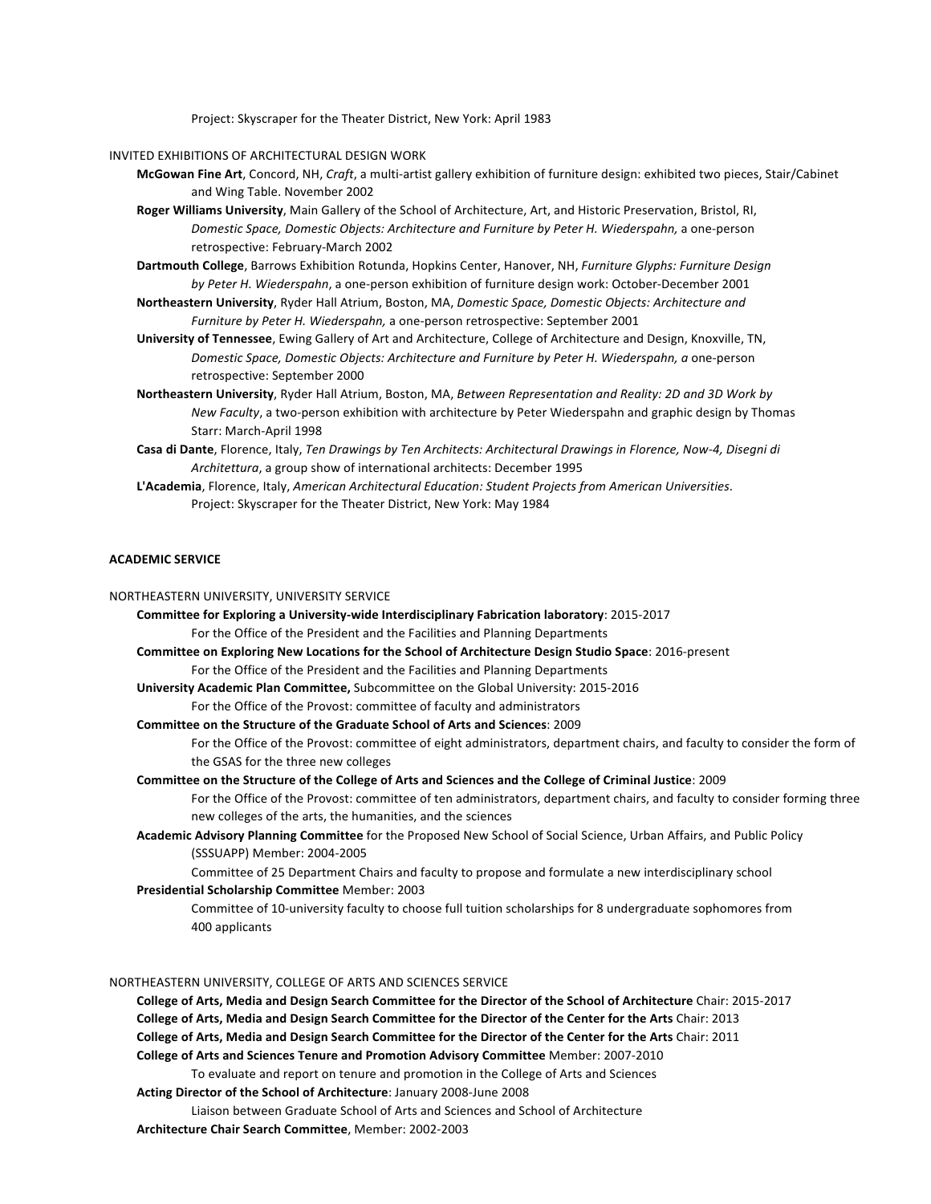Project: Skyscraper for the Theater District, New York: April 1983

INVITED EXHIBITIONS OF ARCHITECTURAL DESIGN WORK

**McGowan Fine Art**, Concord, NH, *Craft*, a multi-artist gallery exhibition of furniture design: exhibited two pieces, Stair/Cabinet and Wing Table. November 2002

**Roger Williams University**, Main Gallery of the School of Architecture, Art, and Historic Preservation, Bristol, RI, *Domestic Space, Domestic Objects: Architecture and Furniture by Peter H. Wiederspahn,* a one-person retrospective: February-March 2002

**Dartmouth College**, Barrows Exhibition Rotunda, Hopkins Center, Hanover, NH, *Furniture Glyphs: Furniture Design by Peter H. Wiederspahn*, a one-person exhibition of furniture design work: October-December 2001

**Northeastern University**, Ryder Hall Atrium, Boston, MA, *Domestic Space, Domestic Objects: Architecture and Furniture by Peter H. Wiederspahn,* a one-person retrospective: September 2001

**University of Tennessee**, Ewing Gallery of Art and Architecture, College of Architecture and Design, Knoxville, TN, *Domestic Space, Domestic Objects: Architecture and Furniture by Peter H. Wiederspahn, a* one-person retrospective: September 2000

**Northeastern University**, Ryder Hall Atrium, Boston, MA, *Between Representation and Reality: 2D and 3D Work by New Faculty*, a two-person exhibition with architecture by Peter Wiederspahn and graphic design by Thomas Starr: March-April 1998

**Casa di Dante**, Florence, Italy, *Ten Drawings by Ten Architects: Architectural Drawings in Florence, Now-4, Disegni di Architettura*, a group show of international architects: December 1995

**L'Academia**, Florence, Italy, *American Architectural Education: Student Projects from American Universities*. Project: Skyscraper for the Theater District, New York: May 1984

**ACADEMIC SERVICE**

NORTHEASTERN UNIVERSITY, UNIVERSITY SERVICE

**Committee for Exploring a University-wide Interdisciplinary Fabrication laboratory**: 2015-2017
For the Office of the President and the Facilities and Planning Departments

**Committee on Exploring New Locations for the School of Architecture Design Studio Space**: 2016-present
For the Office of the President and the Facilities and Planning Departments

**University Academic Plan Committee,** Subcommittee on the Global University: 2015-2016
For the Office of the Provost: committee of faculty and administrators

**Committee on the Structure of the Graduate School of Arts and Sciences**: 2009
For the Office of the Provost: committee of eight administrators, department chairs, and faculty to consider the form of the GSAS for the three new colleges

**Committee on the Structure of the College of Arts and Sciences and the College of Criminal Justice**: 2009
For the Office of the Provost: committee of ten administrators, department chairs, and faculty to consider forming three new colleges of the arts, the humanities, and the sciences

**Academic Advisory Planning Committee** for the Proposed New School of Social Science, Urban Affairs, and Public Policy (SSSUAPP) Member: 2004-2005
Committee of 25 Department Chairs and faculty to propose and formulate a new interdisciplinary school

**Presidential Scholarship Committee** Member: 2003
Committee of 10-university faculty to choose full tuition scholarships for 8 undergraduate sophomores from 400 applicants

NORTHEASTERN UNIVERSITY, COLLEGE OF ARTS AND SCIENCES SERVICE

**College of Arts, Media and Design Search Committee for the Director of the School of Architecture** Chair: 2015-2017
**College of Arts, Media and Design Search Committee for the Director of the Center for the Arts** Chair: 2013
**College of Arts, Media and Design Search Committee for the Director of the Center for the Arts** Chair: 2011
**College of Arts and Sciences Tenure and Promotion Advisory Committee** Member: 2007-2010
To evaluate and report on tenure and promotion in the College of Arts and Sciences

**Acting Director of the School of Architecture**: January 2008-June 2008
Liaison between Graduate School of Arts and Sciences and School of Architecture

**Architecture Chair Search Committee**, Member: 2002-2003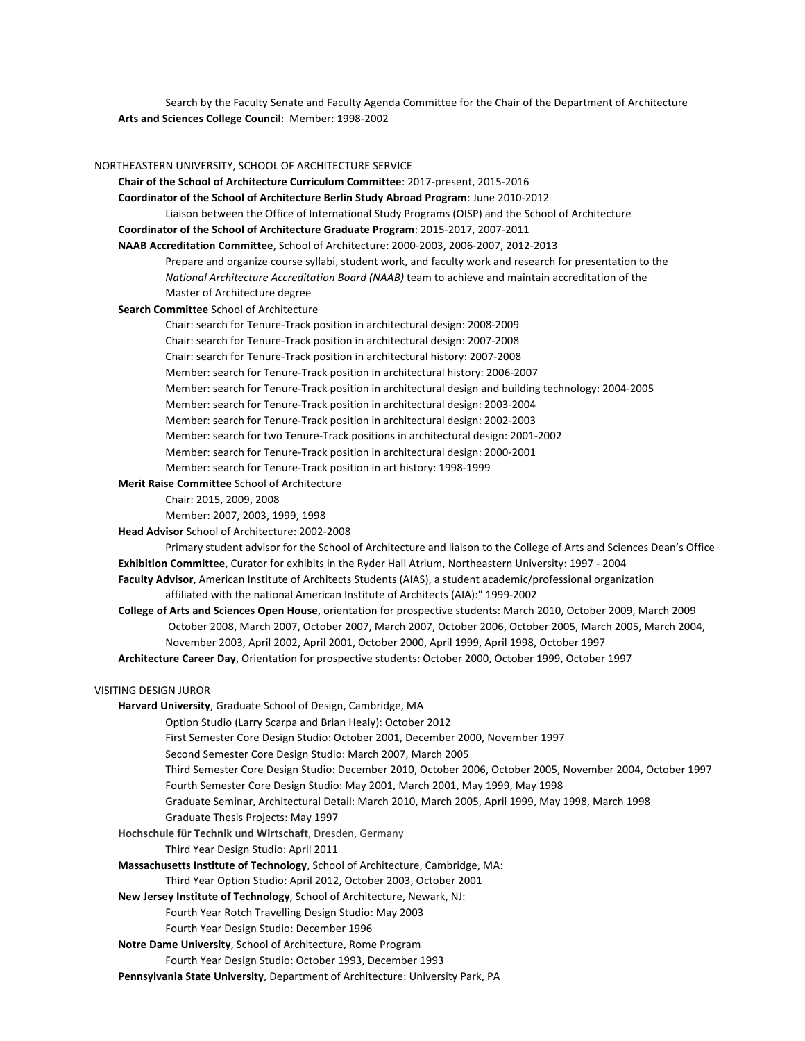Search by the Faculty Senate and Faculty Agenda Committee for the Chair of the Department of Architecture

**Arts and Sciences College Council**: Member: 1998-2002

NORTHEASTERN UNIVERSITY, SCHOOL OF ARCHITECTURE SERVICE

**Chair of the School of Architecture Curriculum Committee**: 2017-present, 2015-2016

**Coordinator of the School of Architecture Berlin Study Abroad Program**: June 2010-2012

Liaison between the Office of International Study Programs (OISP) and the School of Architecture

**Coordinator of the School of Architecture Graduate Program**: 2015-2017, 2007-2011

**NAAB Accreditation Committee**, School of Architecture: 2000-2003, 2006-2007, 2012-2013

Prepare and organize course syllabi, student work, and faculty work and research for presentation to the *National Architecture Accreditation Board (NAAB)* team to achieve and maintain accreditation of the Master of Architecture degree

**Search Committee** School of Architecture

Chair: search for Tenure-Track position in architectural design: 2008-2009
Chair: search for Tenure-Track position in architectural design: 2007-2008
Chair: search for Tenure-Track position in architectural history: 2007-2008
Member: search for Tenure-Track position in architectural history: 2006-2007
Member: search for Tenure-Track position in architectural design and building technology: 2004-2005
Member: search for Tenure-Track position in architectural design: 2003-2004
Member: search for Tenure-Track position in architectural design: 2002-2003
Member: search for two Tenure-Track positions in architectural design: 2001-2002
Member: search for Tenure-Track position in architectural design: 2000-2001
Member: search for Tenure-Track position in art history: 1998-1999

**Merit Raise Committee** School of Architecture

Chair: 2015, 2009, 2008
Member: 2007, 2003, 1999, 1998

**Head Advisor** School of Architecture: 2002-2008

Primary student advisor for the School of Architecture and liaison to the College of Arts and Sciences Dean's Office

**Exhibition Committee**, Curator for exhibits in the Ryder Hall Atrium, Northeastern University: 1997 - 2004

**Faculty Advisor**, American Institute of Architects Students (AIAS), a student academic/professional organization affiliated with the national American Institute of Architects (AIA):" 1999-2002

**College of Arts and Sciences Open House**, orientation for prospective students: March 2010, October 2009, March 2009 October 2008, March 2007, October 2007, March 2007, October 2006, October 2005, March 2005, March 2004, November 2003, April 2002, April 2001, October 2000, April 1999, April 1998, October 1997

**Architecture Career Day**, Orientation for prospective students: October 2000, October 1999, October 1997

VISITING DESIGN JUROR

**Harvard University**, Graduate School of Design, Cambridge, MA

Option Studio (Larry Scarpa and Brian Healy): October 2012
First Semester Core Design Studio: October 2001, December 2000, November 1997
Second Semester Core Design Studio: March 2007, March 2005
Third Semester Core Design Studio: December 2010, October 2006, October 2005, November 2004, October 1997
Fourth Semester Core Design Studio: May 2001, March 2001, May 1999, May 1998
Graduate Seminar, Architectural Detail: March 2010, March 2005, April 1999, May 1998, March 1998
Graduate Thesis Projects: May 1997

**Hochschule für Technik und Wirtschaft**, Dresden, Germany

Third Year Design Studio: April 2011

**Massachusetts Institute of Technology**, School of Architecture, Cambridge, MA:

Third Year Option Studio: April 2012, October 2003, October 2001

**New Jersey Institute of Technology**, School of Architecture, Newark, NJ:

Fourth Year Rotch Travelling Design Studio: May 2003
Fourth Year Design Studio: December 1996

**Notre Dame University**, School of Architecture, Rome Program

Fourth Year Design Studio: October 1993, December 1993

**Pennsylvania State University**, Department of Architecture: University Park, PA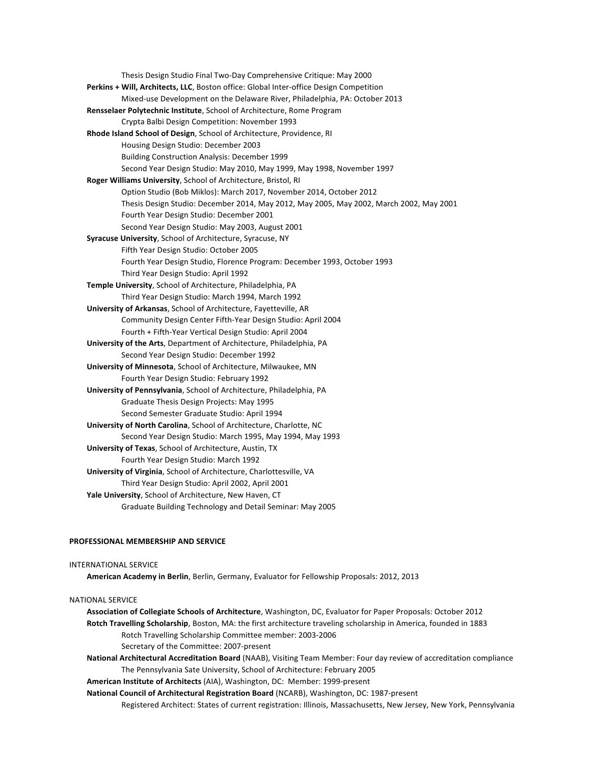Thesis Design Studio Final Two-Day Comprehensive Critique: May 2000

**Perkins + Will, Architects, LLC**, Boston office: Global Inter-office Design Competition
- Mixed-use Development on the Delaware River, Philadelphia, PA: October 2013

**Rensselaer Polytechnic Institute**, School of Architecture, Rome Program
- Crypta Balbi Design Competition: November 1993

**Rhode Island School of Design**, School of Architecture, Providence, RI
- Housing Design Studio: December 2003
- Building Construction Analysis: December 1999
- Second Year Design Studio: May 2010, May 1999, May 1998, November 1997

**Roger Williams University**, School of Architecture, Bristol, RI
- Option Studio (Bob Miklos): March 2017, November 2014, October 2012
- Thesis Design Studio: December 2014, May 2012, May 2005, May 2002, March 2002, May 2001
- Fourth Year Design Studio: December 2001
- Second Year Design Studio: May 2003, August 2001

**Syracuse University**, School of Architecture, Syracuse, NY
- Fifth Year Design Studio: October 2005
- Fourth Year Design Studio, Florence Program: December 1993, October 1993
- Third Year Design Studio: April 1992

**Temple University**, School of Architecture, Philadelphia, PA
- Third Year Design Studio: March 1994, March 1992

**University of Arkansas**, School of Architecture, Fayetteville, AR
- Community Design Center Fifth-Year Design Studio: April 2004
- Fourth + Fifth-Year Vertical Design Studio: April 2004

**University of the Arts**, Department of Architecture, Philadelphia, PA
- Second Year Design Studio: December 1992

**University of Minnesota**, School of Architecture, Milwaukee, MN
- Fourth Year Design Studio: February 1992

**University of Pennsylvania**, School of Architecture, Philadelphia, PA
- Graduate Thesis Design Projects: May 1995
- Second Semester Graduate Studio: April 1994

**University of North Carolina**, School of Architecture, Charlotte, NC
- Second Year Design Studio: March 1995, May 1994, May 1993

**University of Texas**, School of Architecture, Austin, TX
- Fourth Year Design Studio: March 1992

**University of Virginia**, School of Architecture, Charlottesville, VA
- Third Year Design Studio: April 2002, April 2001

**Yale University**, School of Architecture, New Haven, CT
- Graduate Building Technology and Detail Seminar: May 2005

## PROFESSIONAL MEMBERSHIP AND SERVICE

### INTERNATIONAL SERVICE

**American Academy in Berlin**, Berlin, Germany, Evaluator for Fellowship Proposals: 2012, 2013

### NATIONAL SERVICE

**Association of Collegiate Schools of Architecture**, Washington, DC, Evaluator for Paper Proposals: October 2012

**Rotch Travelling Scholarship**, Boston, MA: the first architecture traveling scholarship in America, founded in 1883
- Rotch Travelling Scholarship Committee member: 2003-2006
- Secretary of the Committee: 2007-present

**National Architectural Accreditation Board** (NAAB), Visiting Team Member: Four day review of accreditation compliance
- The Pennsylvania Sate University, School of Architecture: February 2005

**American Institute of Architects** (AIA), Washington, DC: Member: 1999-present

**National Council of Architectural Registration Board** (NCARB), Washington, DC: 1987-present
- Registered Architect: States of current registration: Illinois, Massachusetts, New Jersey, New York, Pennsylvania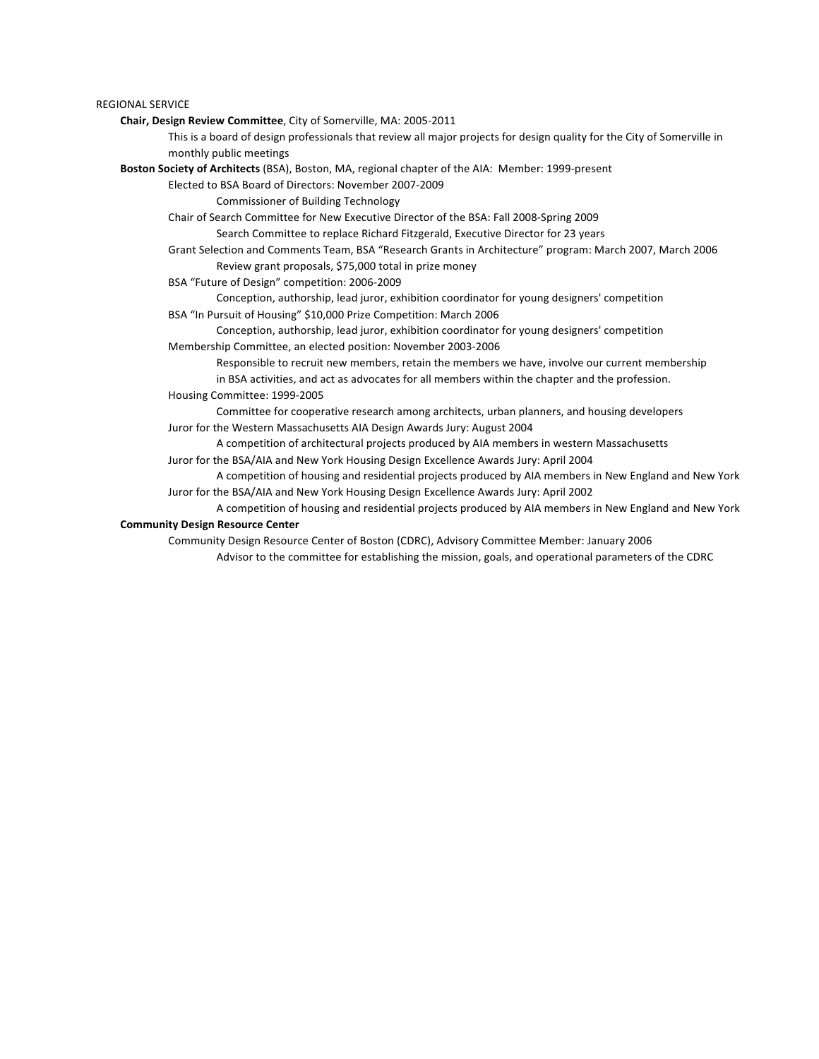REGIONAL SERVICE

**Chair, Design Review Committee**, City of Somerville, MA: 2005-2011

This is a board of design professionals that review all major projects for design quality for the City of Somerville in monthly public meetings

**Boston Society of Architects** (BSA), Boston, MA, regional chapter of the AIA: Member: 1999-present

- Elected to BSA Board of Directors: November 2007-2009
  - Commissioner of Building Technology
- Chair of Search Committee for New Executive Director of the BSA: Fall 2008-Spring 2009
  - Search Committee to replace Richard Fitzgerald, Executive Director for 23 years
- Grant Selection and Comments Team, BSA "Research Grants in Architecture" program: March 2007, March 2006
  - Review grant proposals, $75,000 total in prize money
- BSA "Future of Design" competition: 2006-2009
  - Conception, authorship, lead juror, exhibition coordinator for young designers' competition
- BSA "In Pursuit of Housing" $10,000 Prize Competition: March 2006
  - Conception, authorship, lead juror, exhibition coordinator for young designers' competition
- Membership Committee, an elected position: November 2003-2006
  - Responsible to recruit new members, retain the members we have, involve our current membership in BSA activities, and act as advocates for all members within the chapter and the profession.
- Housing Committee: 1999-2005
  - Committee for cooperative research among architects, urban planners, and housing developers
- Juror for the Western Massachusetts AIA Design Awards Jury: August 2004
  - A competition of architectural projects produced by AIA members in western Massachusetts
- Juror for the BSA/AIA and New York Housing Design Excellence Awards Jury: April 2004
  - A competition of housing and residential projects produced by AIA members in New England and New York
- Juror for the BSA/AIA and New York Housing Design Excellence Awards Jury: April 2002
  - A competition of housing and residential projects produced by AIA members in New England and New York

**Community Design Resource Center**

- Community Design Resource Center of Boston (CDRC), Advisory Committee Member: January 2006
  - Advisor to the committee for establishing the mission, goals, and operational parameters of the CDRC